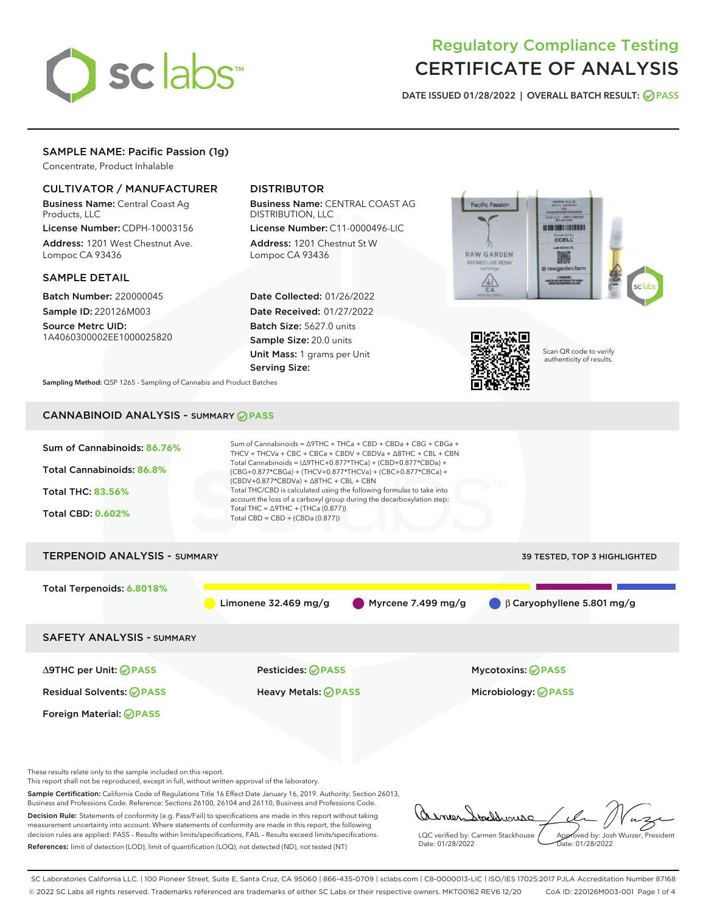# Regulatory Compliance Testing
# CERTIFICATE OF ANALYSIS

DATE ISSUED 01/28/2022 | OVERALL BATCH RESULT: PASS

## SAMPLE NAME: Pacific Passion (1g)

Concentrate, Product Inhalable

### CULTIVATOR / MANUFACTURER

**Business Name:** Central Coast Ag Products, LLC

**License Number:** CDPH-10003156

**Address:** 1201 West Chestnut Ave. Lompoc CA 93436

### DISTRIBUTOR

**Business Name:** CENTRAL COAST AG DISTRIBUTION, LLC

**License Number:** C11-0000496-LIC

**Address:** 1201 Chestnut St W Lompoc CA 93436

### SAMPLE DETAIL

**Batch Number:** 220000045

**Sample ID:** 220126M003

**Source Metrc UID:** 1A4060300002EE1000025820

**Date Collected:** 01/26/2022

**Date Received:** 01/27/2022

**Batch Size:** 5627.0 units

**Sample Size:** 20.0 units

**Unit Mass:** 1 grams per Unit

**Serving Size:**

Scan QR code to verify authenticity of results.

**Sampling Method:** QSP 1265 - Sampling of Cannabis and Product Batches

## CANNABINOID ANALYSIS - SUMMARY PASS

**Sum of Cannabinoids:** 86.76%

**Total Cannabinoids:** 86.8%

**Total THC:** 83.56%

**Total CBD:** 0.602%

Sum of Cannabinoids = Δ9THC + THCa + CBD + CBDa + CBG + CBGa + THCV + THCVa + CBC + CBCa + CBDV + CBDVa + Δ8THC + CBL + CBN

Total Cannabinoids = (Δ9THC+0.877*THCa) + (CBD+0.877*CBDa) + (CBG+0.877*CBGa) + (THCV+0.877*THCVa) + (CBC+0.877*CBCa) + (CBDV+0.877*CBDVa) + Δ8THC + CBL + CBN

Total THC/CBD is calculated using the following formulas to take into account the loss of a carboxyl group during the decarboxylation step:

Total THC = Δ9THC + (THCa (0.877))

Total CBD = CBD + (CBDa (0.877))

## TERPENOID ANALYSIS - SUMMARY

39 TESTED, TOP 3 HIGHLIGHTED

**Total Terpenoids:** 6.8018%

Limonene 32.469 mg/g | Myrcene 7.499 mg/g | β Caryophyllene 5.801 mg/g

## SAFETY ANALYSIS - SUMMARY

| | | |
|---|---|---|
| Δ9THC per Unit: PASS | Pesticides: PASS | Mycotoxins: PASS |
| Residual Solvents: PASS | Heavy Metals: PASS | Microbiology: PASS |
| Foreign Material: PASS | | |

These results relate only to the sample included on this report.
This report shall not be reproduced, except in full, without written approval of the laboratory.

**Sample Certification:** California Code of Regulations Title 16 Effect Date January 16, 2019. Authority: Section 26013, Business and Professions Code. Reference: Sections 26100, 26104 and 26110, Business and Professions Code.

**Decision Rule:** Statements of conformity (e.g. Pass/Fail) to specifications are made in this report without taking measurement uncertainty into account. Where statements of conformity are made in this report, the following decision rules are applied: PASS – Results within limits/specifications, FAIL – Results exceed limits/specifications.

**References:** limit of detection (LOD), limit of quantification (LOQ), not detected (ND), not tested (NT)

LQC verified by: Carmen Stackhouse
Date: 01/28/2022

Approved by: Josh Wurzer, President
Date: 01/28/2022

SC Laboratories California LLC. | 100 Pioneer Street, Suite E, Santa Cruz, CA 95060 | 866-435-0709 | sclabs.com | C8-0000013-LIC | ISO/IES 17025:2017 PJLA Accreditation Number 87168
© 2022 SC Labs all rights reserved. Trademarks referenced are trademarks of either SC Labs or their respective owners. MKT00162 REV6 12/20 CoA ID: 220126M003-001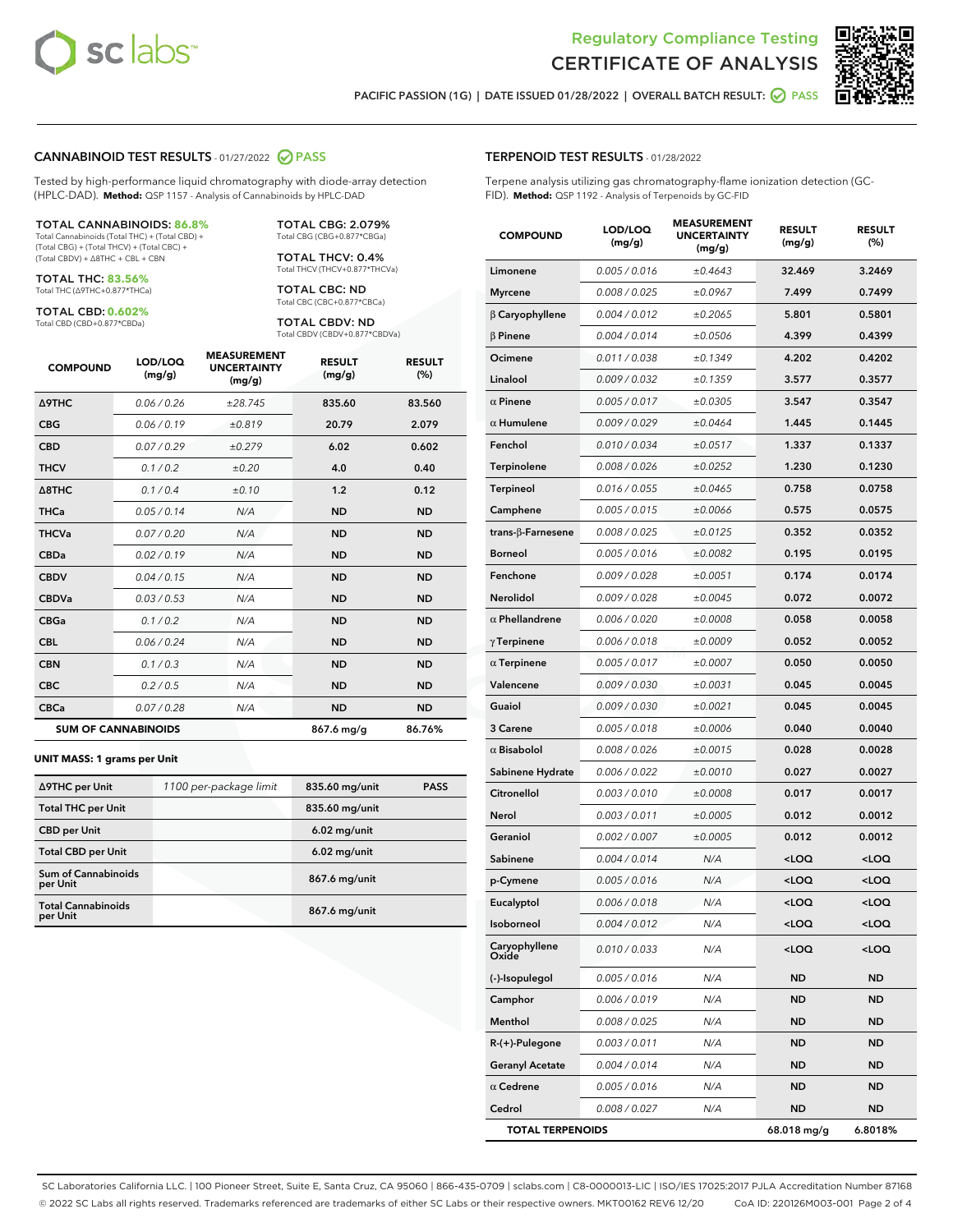Regulatory Compliance Testing

# CERTIFICATE OF ANALYSIS

PACIFIC PASSION (1G) | DATE ISSUED 01/28/2022 | OVERALL BATCH RESULT: PASS

## CANNABINOID TEST RESULTS - 01/27/2022 PASS

Tested by high-performance liquid chromatography with diode-array detection (HPLC-DAD). **Method:** QSP 1157 - Analysis of Cannabinoids by HPLC-DAD

**TOTAL CANNABINOIDS: 86.8%**
Total Cannabinoids (Total THC) + (Total CBD) + (Total CBG) + (Total THCV) + (Total CBC) + (Total CBDV) + Δ8THC + CBL + CBN

**TOTAL THC: 83.56%**
Total THC (Δ9THC+0.877*THCa)

**TOTAL CBD: 0.602%**
Total CBD (CBD+0.877*CBDa)

**TOTAL CBG: 2.079%**
Total CBG (CBG+0.877*CBGa)

**TOTAL THCV: 0.4%**
Total THCV (THCV+0.877*THCVa)

**TOTAL CBC: ND**
Total CBC (CBC+0.877*CBCa)

**TOTAL CBDV: ND**
Total CBDV (CBDV+0.877*CBDVa)

| COMPOUND | LOD/LOQ (mg/g) | MEASUREMENT UNCERTAINTY (mg/g) | RESULT (mg/g) | RESULT (%) |
|---|---|---|---|---|
| Δ9THC | 0.06 / 0.26 | ±28.745 | 835.60 | 83.560 |
| CBG | 0.06 / 0.19 | ±0.819 | 20.79 | 2.079 |
| CBD | 0.07 / 0.29 | ±0.279 | 6.02 | 0.602 |
| THCV | 0.1 / 0.2 | ±0.20 | 4.0 | 0.40 |
| Δ8THC | 0.1 / 0.4 | ±0.10 | 1.2 | 0.12 |
| THCa | 0.05 / 0.14 | N/A | ND | ND |
| THCVa | 0.07 / 0.20 | N/A | ND | ND |
| CBDa | 0.02 / 0.19 | N/A | ND | ND |
| CBDV | 0.04 / 0.15 | N/A | ND | ND |
| CBDVa | 0.03 / 0.53 | N/A | ND | ND |
| CBGa | 0.1 / 0.2 | N/A | ND | ND |
| CBL | 0.06 / 0.24 | N/A | ND | ND |
| CBN | 0.1 / 0.3 | N/A | ND | ND |
| CBC | 0.2 / 0.5 | N/A | ND | ND |
| CBCa | 0.07 / 0.28 | N/A | ND | ND |
| **SUM OF CANNABINOIDS** | | | 867.6 mg/g | 86.76% |

**UNIT MASS: 1 grams per Unit**

| | | | |
|---|---|---|---|
| Δ9THC per Unit | 1100 per-package limit | 835.60 mg/unit | PASS |
| Total THC per Unit | | 835.60 mg/unit | |
| CBD per Unit | | 6.02 mg/unit | |
| Total CBD per Unit | | 6.02 mg/unit | |
| Sum of Cannabinoids per Unit | | 867.6 mg/unit | |
| Total Cannabinoids per Unit | | 867.6 mg/unit | |

## TERPENOID TEST RESULTS - 01/28/2022

Terpene analysis utilizing gas chromatography-flame ionization detection (GC-FID). **Method:** QSP 1192 - Analysis of Terpenoids by GC-FID

| COMPOUND | LOD/LOQ (mg/g) | MEASUREMENT UNCERTAINTY (mg/g) | RESULT (mg/g) | RESULT (%) |
|---|---|---|---|---|
| Limonene | 0.005 / 0.016 | ±0.4643 | 32.469 | 3.2469 |
| Myrcene | 0.008 / 0.025 | ±0.0967 | 7.499 | 0.7499 |
| β Caryophyllene | 0.004 / 0.012 | ±0.2065 | 5.801 | 0.5801 |
| β Pinene | 0.004 / 0.014 | ±0.0506 | 4.399 | 0.4399 |
| Ocimene | 0.011 / 0.038 | ±0.1349 | 4.202 | 0.4202 |
| Linalool | 0.009 / 0.032 | ±0.1359 | 3.577 | 0.3577 |
| α Pinene | 0.005 / 0.017 | ±0.0305 | 3.547 | 0.3547 |
| α Humulene | 0.009 / 0.029 | ±0.0464 | 1.445 | 0.1445 |
| Fenchol | 0.010 / 0.034 | ±0.0517 | 1.337 | 0.1337 |
| Terpinolene | 0.008 / 0.026 | ±0.0252 | 1.230 | 0.1230 |
| Terpineol | 0.016 / 0.055 | ±0.0465 | 0.758 | 0.0758 |
| Camphene | 0.005 / 0.015 | ±0.0066 | 0.575 | 0.0575 |
| trans-β-Farnesene | 0.008 / 0.025 | ±0.0125 | 0.352 | 0.0352 |
| Borneol | 0.005 / 0.016 | ±0.0082 | 0.195 | 0.0195 |
| Fenchone | 0.009 / 0.028 | ±0.0051 | 0.174 | 0.0174 |
| Nerolidol | 0.009 / 0.028 | ±0.0045 | 0.072 | 0.0072 |
| α Phellandrene | 0.006 / 0.020 | ±0.0008 | 0.058 | 0.0058 |
| γ Terpinene | 0.006 / 0.018 | ±0.0009 | 0.052 | 0.0052 |
| α Terpinene | 0.005 / 0.017 | ±0.0007 | 0.050 | 0.0050 |
| Valencene | 0.009 / 0.030 | ±0.0031 | 0.045 | 0.0045 |
| Guaiol | 0.009 / 0.030 | ±0.0021 | 0.045 | 0.0045 |
| 3 Carene | 0.005 / 0.018 | ±0.0006 | 0.040 | 0.0040 |
| α Bisabolol | 0.008 / 0.026 | ±0.0015 | 0.028 | 0.0028 |
| Sabinene Hydrate | 0.006 / 0.022 | ±0.0010 | 0.027 | 0.0027 |
| Citronellol | 0.003 / 0.010 | ±0.0008 | 0.017 | 0.0017 |
| Nerol | 0.003 / 0.011 | ±0.0005 | 0.012 | 0.0012 |
| Geraniol | 0.002 / 0.007 | ±0.0005 | 0.012 | 0.0012 |
| Sabinene | 0.004 / 0.014 | N/A | <LOQ | <LOQ |
| p-Cymene | 0.005 / 0.016 | N/A | <LOQ | <LOQ |
| Eucalyptol | 0.006 / 0.018 | N/A | <LOQ | <LOQ |
| Isoborneol | 0.004 / 0.012 | N/A | <LOQ | <LOQ |
| Caryophyllene Oxide | 0.010 / 0.033 | N/A | <LOQ | <LOQ |
| (-)-Isopulegol | 0.005 / 0.016 | N/A | ND | ND |
| Camphor | 0.006 / 0.019 | N/A | ND | ND |
| Menthol | 0.008 / 0.025 | N/A | ND | ND |
| R-(+)-Pulegone | 0.003 / 0.011 | N/A | ND | ND |
| Geranyl Acetate | 0.004 / 0.014 | N/A | ND | ND |
| α Cedrene | 0.005 / 0.016 | N/A | ND | ND |
| Cedrol | 0.008 / 0.027 | N/A | ND | ND |
| **TOTAL TERPENOIDS** | | | 68.018 mg/g | 6.8018% |

SC Laboratories California LLC. | 100 Pioneer Street, Suite E, Santa Cruz, CA 95060 | 866-435-0709 | sclabs.com | C8-0000013-LIC | ISO/IES 17025:2017 PJLA Accreditation Number 87168
© 2022 SC Labs all rights reserved. Trademarks referenced are trademarks of either SC Labs or their respective owners. MKT00162 REV6 12/20 CoA ID: 220126M003-001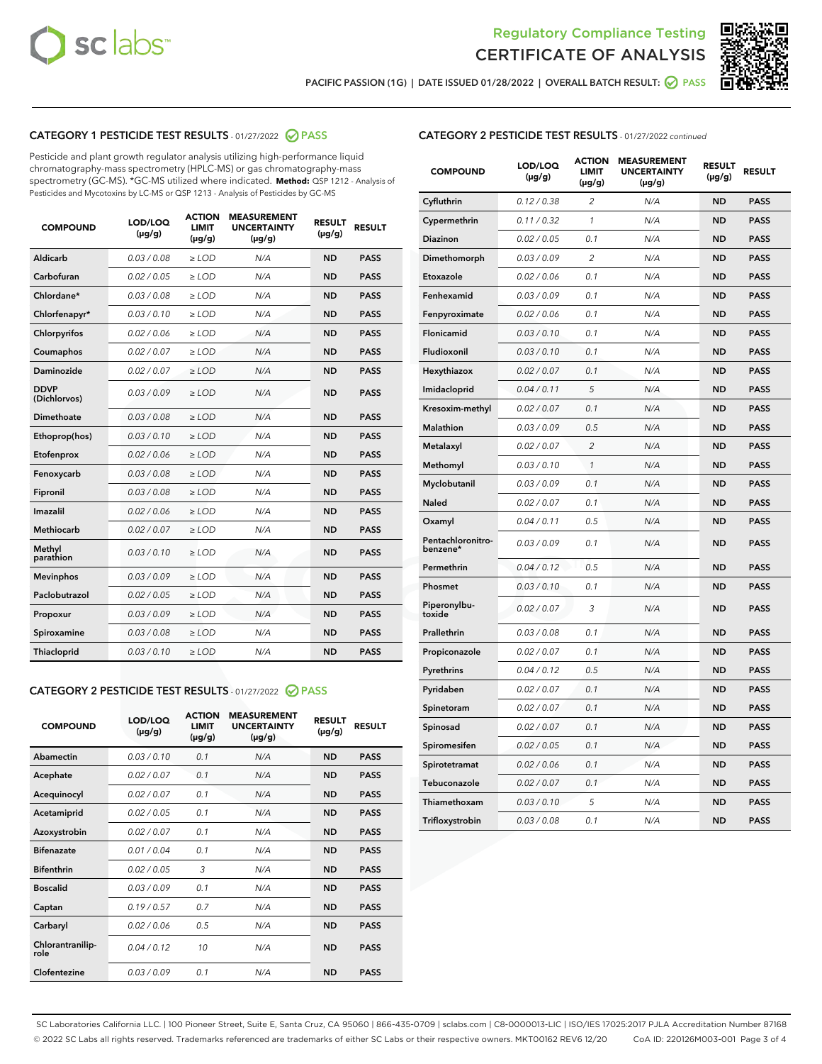Regulatory Compliance Testing
CERTIFICATE OF ANALYSIS

PACIFIC PASSION (1G) | DATE ISSUED 01/28/2022 | OVERALL BATCH RESULT: PASS

## CATEGORY 1 PESTICIDE TEST RESULTS - 01/27/2022 PASS

Pesticide and plant growth regulator analysis utilizing high-performance liquid chromatography-mass spectrometry (HPLC-MS) or gas chromatography-mass spectrometry (GC-MS). *GC-MS utilized where indicated. **Method:** QSP 1212 - Analysis of Pesticides and Mycotoxins by LC-MS or QSP 1213 - Analysis of Pesticides by GC-MS

| COMPOUND | LOD/LOQ (µg/g) | ACTION LIMIT (µg/g) | MEASUREMENT UNCERTAINTY (µg/g) | RESULT (µg/g) | RESULT |
|---|---|---|---|---|---|
| Aldicarb | 0.03 / 0.08 | ≥ LOD | N/A | ND | PASS |
| Carbofuran | 0.02 / 0.05 | ≥ LOD | N/A | ND | PASS |
| Chlordane* | 0.03 / 0.08 | ≥ LOD | N/A | ND | PASS |
| Chlorfenapyr* | 0.03 / 0.10 | ≥ LOD | N/A | ND | PASS |
| Chlorpyrifos | 0.02 / 0.06 | ≥ LOD | N/A | ND | PASS |
| Coumaphos | 0.02 / 0.07 | ≥ LOD | N/A | ND | PASS |
| Daminozide | 0.02 / 0.07 | ≥ LOD | N/A | ND | PASS |
| DDVP (Dichlorvos) | 0.03 / 0.09 | ≥ LOD | N/A | ND | PASS |
| Dimethoate | 0.03 / 0.08 | ≥ LOD | N/A | ND | PASS |
| Ethoprop(hos) | 0.03 / 0.10 | ≥ LOD | N/A | ND | PASS |
| Etofenprox | 0.02 / 0.06 | ≥ LOD | N/A | ND | PASS |
| Fenoxycarb | 0.03 / 0.08 | ≥ LOD | N/A | ND | PASS |
| Fipronil | 0.03 / 0.08 | ≥ LOD | N/A | ND | PASS |
| Imazalil | 0.02 / 0.06 | ≥ LOD | N/A | ND | PASS |
| Methiocarb | 0.02 / 0.07 | ≥ LOD | N/A | ND | PASS |
| Methyl parathion | 0.03 / 0.10 | ≥ LOD | N/A | ND | PASS |
| Mevinphos | 0.03 / 0.09 | ≥ LOD | N/A | ND | PASS |
| Paclobutrazol | 0.02 / 0.05 | ≥ LOD | N/A | ND | PASS |
| Propoxur | 0.03 / 0.09 | ≥ LOD | N/A | ND | PASS |
| Spiroxamine | 0.03 / 0.08 | ≥ LOD | N/A | ND | PASS |
| Thiacloprid | 0.03 / 0.10 | ≥ LOD | N/A | ND | PASS |

## CATEGORY 2 PESTICIDE TEST RESULTS - 01/27/2022 PASS

| COMPOUND | LOD/LOQ (µg/g) | ACTION LIMIT (µg/g) | MEASUREMENT UNCERTAINTY (µg/g) | RESULT (µg/g) | RESULT |
|---|---|---|---|---|---|
| Abamectin | 0.03 / 0.10 | 0.1 | N/A | ND | PASS |
| Acephate | 0.02 / 0.07 | 0.1 | N/A | ND | PASS |
| Acequinocyl | 0.02 / 0.07 | 0.1 | N/A | ND | PASS |
| Acetamiprid | 0.02 / 0.05 | 0.1 | N/A | ND | PASS |
| Azoxystrobin | 0.02 / 0.07 | 0.1 | N/A | ND | PASS |
| Bifenazate | 0.01 / 0.04 | 0.1 | N/A | ND | PASS |
| Bifenthrin | 0.02 / 0.05 | 3 | N/A | ND | PASS |
| Boscalid | 0.03 / 0.09 | 0.1 | N/A | ND | PASS |
| Captan | 0.19 / 0.57 | 0.7 | N/A | ND | PASS |
| Carbaryl | 0.02 / 0.06 | 0.5 | N/A | ND | PASS |
| Chlorantraniliprole | 0.04 / 0.12 | 10 | N/A | ND | PASS |
| Clofentezine | 0.03 / 0.09 | 0.1 | N/A | ND | PASS |
| Cyfluthrin | 0.12 / 0.38 | 2 | N/A | ND | PASS |
| Cypermethrin | 0.11 / 0.32 | 1 | N/A | ND | PASS |
| Diazinon | 0.02 / 0.05 | 0.1 | N/A | ND | PASS |
| Dimethomorph | 0.03 / 0.09 | 2 | N/A | ND | PASS |
| Etoxazole | 0.02 / 0.06 | 0.1 | N/A | ND | PASS |
| Fenhexamid | 0.03 / 0.09 | 0.1 | N/A | ND | PASS |
| Fenpyroximate | 0.02 / 0.06 | 0.1 | N/A | ND | PASS |
| Flonicamid | 0.03 / 0.10 | 0.1 | N/A | ND | PASS |
| Fludioxonil | 0.03 / 0.10 | 0.1 | N/A | ND | PASS |
| Hexythiazox | 0.02 / 0.07 | 0.1 | N/A | ND | PASS |
| Imidacloprid | 0.04 / 0.11 | 5 | N/A | ND | PASS |
| Kresoxim-methyl | 0.02 / 0.07 | 0.1 | N/A | ND | PASS |
| Malathion | 0.03 / 0.09 | 0.5 | N/A | ND | PASS |
| Metalaxyl | 0.02 / 0.07 | 2 | N/A | ND | PASS |
| Methomyl | 0.03 / 0.10 | 1 | N/A | ND | PASS |
| Myclobutanil | 0.03 / 0.09 | 0.1 | N/A | ND | PASS |
| Naled | 0.02 / 0.07 | 0.1 | N/A | ND | PASS |
| Oxamyl | 0.04 / 0.11 | 0.5 | N/A | ND | PASS |
| Pentachloronitrobenzene* | 0.03 / 0.09 | 0.1 | N/A | ND | PASS |
| Permethrin | 0.04 / 0.12 | 0.5 | N/A | ND | PASS |
| Phosmet | 0.03 / 0.10 | 0.1 | N/A | ND | PASS |
| Piperonylbutoxide | 0.02 / 0.07 | 3 | N/A | ND | PASS |
| Prallethrin | 0.03 / 0.08 | 0.1 | N/A | ND | PASS |
| Propiconazole | 0.02 / 0.07 | 0.1 | N/A | ND | PASS |
| Pyrethrins | 0.04 / 0.12 | 0.5 | N/A | ND | PASS |
| Pyridaben | 0.02 / 0.07 | 0.1 | N/A | ND | PASS |
| Spinetoram | 0.02 / 0.07 | 0.1 | N/A | ND | PASS |
| Spinosad | 0.02 / 0.07 | 0.1 | N/A | ND | PASS |
| Spiromesifen | 0.02 / 0.05 | 0.1 | N/A | ND | PASS |
| Spirotetramat | 0.02 / 0.06 | 0.1 | N/A | ND | PASS |
| Tebuconazole | 0.02 / 0.07 | 0.1 | N/A | ND | PASS |
| Thiamethoxam | 0.03 / 0.10 | 5 | N/A | ND | PASS |
| Trifloxystrobin | 0.03 / 0.08 | 0.1 | N/A | ND | PASS |

SC Laboratories California LLC. | 100 Pioneer Street, Suite E, Santa Cruz, CA 95060 | 866-435-0709 | sclabs.com | C8-0000013-LIC | ISO/IES 17025:2017 PJLA Accreditation Number 87168
© 2022 SC Labs all rights reserved. Trademarks referenced are trademarks of either SC Labs or their respective owners. MKT00162 REV6 12/20 CoA ID: 220126M003-001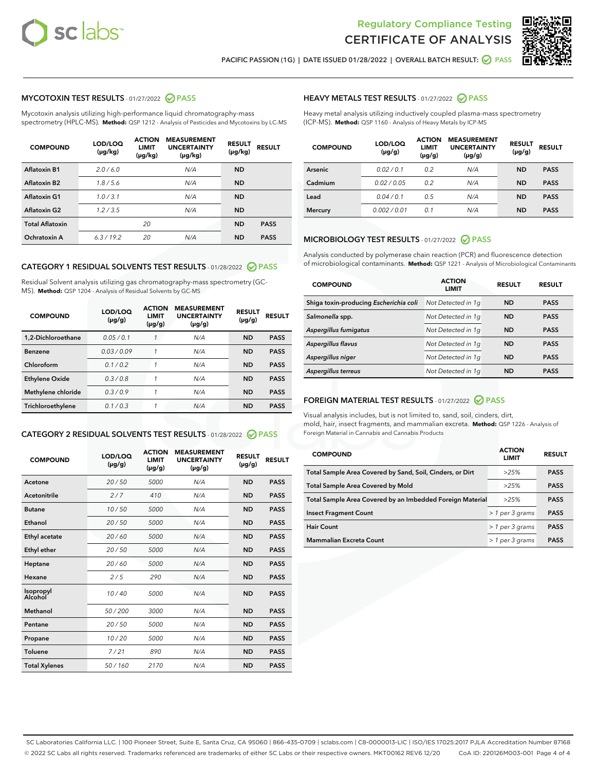Regulatory Compliance Testing
# CERTIFICATE OF ANALYSIS

PACIFIC PASSION (1G) | DATE ISSUED 01/28/2022 | OVERALL BATCH RESULT: PASS

## MYCOTOXIN TEST RESULTS - 01/27/2022 PASS

Mycotoxin analysis utilizing high-performance liquid chromatography-mass spectrometry (HPLC-MS). **Method:** QSP 1212 - Analysis of Pesticides and Mycotoxins by LC-MS

| COMPOUND | LOD/LOQ (µg/kg) | ACTION LIMIT (µg/kg) | MEASUREMENT UNCERTAINTY (µg/kg) | RESULT (µg/kg) | RESULT |
|---|---|---|---|---|---|
| Aflatoxin B1 | 2.0 / 6.0 | | N/A | ND | |
| Aflatoxin B2 | 1.8 / 5.6 | | N/A | ND | |
| Aflatoxin G1 | 1.0 / 3.1 | | N/A | ND | |
| Aflatoxin G2 | 1.2 / 3.5 | | N/A | ND | |
| Total Aflatoxin | | 20 | | ND | PASS |
| Ochratoxin A | 6.3 / 19.2 | 20 | N/A | ND | PASS |

## CATEGORY 1 RESIDUAL SOLVENTS TEST RESULTS - 01/28/2022 PASS

Residual Solvent analysis utilizing gas chromatography-mass spectrometry (GC-MS). **Method:** QSP 1204 - Analysis of Residual Solvents by GC-MS

| COMPOUND | LOD/LOQ (µg/g) | ACTION LIMIT (µg/g) | MEASUREMENT UNCERTAINTY (µg/g) | RESULT (µg/g) | RESULT |
|---|---|---|---|---|---|
| 1,2-Dichloroethane | 0.05 / 0.1 | 1 | N/A | ND | PASS |
| Benzene | 0.03 / 0.09 | 1 | N/A | ND | PASS |
| Chloroform | 0.1 / 0.2 | 1 | N/A | ND | PASS |
| Ethylene Oxide | 0.3 / 0.8 | 1 | N/A | ND | PASS |
| Methylene chloride | 0.3 / 0.9 | 1 | N/A | ND | PASS |
| Trichloroethylene | 0.1 / 0.3 | 1 | N/A | ND | PASS |

## CATEGORY 2 RESIDUAL SOLVENTS TEST RESULTS - 01/28/2022 PASS

| COMPOUND | LOD/LOQ (µg/g) | ACTION LIMIT (µg/g) | MEASUREMENT UNCERTAINTY (µg/g) | RESULT (µg/g) | RESULT |
|---|---|---|---|---|---|
| Acetone | 20 / 50 | 5000 | N/A | ND | PASS |
| Acetonitrile | 2 / 7 | 410 | N/A | ND | PASS |
| Butane | 10 / 50 | 5000 | N/A | ND | PASS |
| Ethanol | 20 / 50 | 5000 | N/A | ND | PASS |
| Ethyl acetate | 20 / 60 | 5000 | N/A | ND | PASS |
| Ethyl ether | 20 / 50 | 5000 | N/A | ND | PASS |
| Heptane | 20 / 60 | 5000 | N/A | ND | PASS |
| Hexane | 2 / 5 | 290 | N/A | ND | PASS |
| Isopropyl Alcohol | 10 / 40 | 5000 | N/A | ND | PASS |
| Methanol | 50 / 200 | 3000 | N/A | ND | PASS |
| Pentane | 20 / 50 | 5000 | N/A | ND | PASS |
| Propane | 10 / 20 | 5000 | N/A | ND | PASS |
| Toluene | 7 / 21 | 890 | N/A | ND | PASS |
| Total Xylenes | 50 / 160 | 2170 | N/A | ND | PASS |

## HEAVY METALS TEST RESULTS - 01/27/2022 PASS

Heavy metal analysis utilizing inductively coupled plasma-mass spectrometry (ICP-MS). **Method:** QSP 1160 - Analysis of Heavy Metals by ICP-MS

| COMPOUND | LOD/LOQ (µg/g) | ACTION LIMIT (µg/g) | MEASUREMENT UNCERTAINTY (µg/g) | RESULT (µg/g) | RESULT |
|---|---|---|---|---|---|
| Arsenic | 0.02 / 0.1 | 0.2 | N/A | ND | PASS |
| Cadmium | 0.02 / 0.05 | 0.2 | N/A | ND | PASS |
| Lead | 0.04 / 0.1 | 0.5 | N/A | ND | PASS |
| Mercury | 0.002 / 0.01 | 0.1 | N/A | ND | PASS |

## MICROBIOLOGY TEST RESULTS - 01/27/2022 PASS

Analysis conducted by polymerase chain reaction (PCR) and fluorescence detection of microbiological contaminants. **Method:** QSP 1221 - Analysis of Microbiological Contaminants

| COMPOUND | ACTION LIMIT | RESULT | RESULT |
|---|---|---|---|
| Shiga toxin-producing *Escherichia coli* | Not Detected in 1g | ND | PASS |
| *Salmonella* spp. | Not Detected in 1g | ND | PASS |
| *Aspergillus fumigatus* | Not Detected in 1g | ND | PASS |
| *Aspergillus flavus* | Not Detected in 1g | ND | PASS |
| *Aspergillus niger* | Not Detected in 1g | ND | PASS |
| *Aspergillus terreus* | Not Detected in 1g | ND | PASS |

## FOREIGN MATERIAL TEST RESULTS - 01/27/2022 PASS

Visual analysis includes, but is not limited to, sand, soil, cinders, dirt, mold, hair, insect fragments, and mammalian excreta. **Method:** QSP 1226 - Analysis of Foreign Material in Cannabis and Cannabis Products

| COMPOUND | ACTION LIMIT | RESULT |
|---|---|---|
| Total Sample Area Covered by Sand, Soil, Cinders, or Dirt | >25% | PASS |
| Total Sample Area Covered by Mold | >25% | PASS |
| Total Sample Area Covered by an Imbedded Foreign Material | >25% | PASS |
| Insect Fragment Count | > 1 per 3 grams | PASS |
| Hair Count | > 1 per 3 grams | PASS |
| Mammalian Excreta Count | > 1 per 3 grams | PASS |

SC Laboratories California LLC. | 100 Pioneer Street, Suite E, Santa Cruz, CA 95060 | 866-435-0709 | sclabs.com | C8-0000013-LIC | ISO/IES 17025:2017 PJLA Accreditation Number 87168
© 2022 SC Labs all rights reserved. Trademarks referenced are trademarks of either SC Labs or their respective owners. MKT00162 REV6 12/20 CoA ID: 220126M003-001